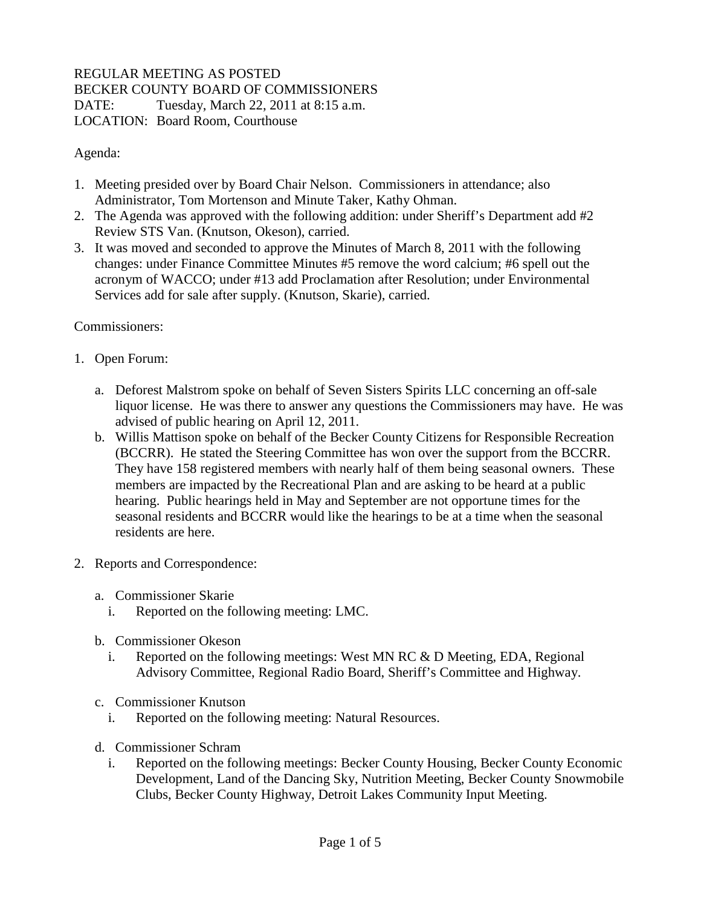REGULAR MEETING AS POSTED
BECKER COUNTY BOARD OF COMMISSIONERS
DATE: Tuesday, March 22, 2011 at 8:15 a.m.
LOCATION: Board Room, Courthouse

Agenda:

1. Meeting presided over by Board Chair Nelson. Commissioners in attendance; also Administrator, Tom Mortenson and Minute Taker, Kathy Ohman.
2. The Agenda was approved with the following addition: under Sheriff's Department add #2 Review STS Van. (Knutson, Okeson), carried.
3. It was moved and seconded to approve the Minutes of March 8, 2011 with the following changes: under Finance Committee Minutes #5 remove the word calcium; #6 spell out the acronym of WACCO; under #13 add Proclamation after Resolution; under Environmental Services add for sale after supply. (Knutson, Skarie), carried.

Commissioners:

1. Open Forum:

   a. Deforest Malstrom spoke on behalf of Seven Sisters Spirits LLC concerning an off-sale liquor license. He was there to answer any questions the Commissioners may have. He was advised of public hearing on April 12, 2011.
   b. Willis Mattison spoke on behalf of the Becker County Citizens for Responsible Recreation (BCCRR). He stated the Steering Committee has won over the support from the BCCRR. They have 158 registered members with nearly half of them being seasonal owners. These members are impacted by the Recreational Plan and are asking to be heard at a public hearing. Public hearings held in May and September are not opportune times for the seasonal residents and BCCRR would like the hearings to be at a time when the seasonal residents are here.

2. Reports and Correspondence:

   a. Commissioner Skarie
      i. Reported on the following meeting: LMC.

   b. Commissioner Okeson
      i. Reported on the following meetings: West MN RC & D Meeting, EDA, Regional Advisory Committee, Regional Radio Board, Sheriff's Committee and Highway.

   c. Commissioner Knutson
      i. Reported on the following meeting: Natural Resources.

   d. Commissioner Schram
      i. Reported on the following meetings: Becker County Housing, Becker County Economic Development, Land of the Dancing Sky, Nutrition Meeting, Becker County Snowmobile Clubs, Becker County Highway, Detroit Lakes Community Input Meeting.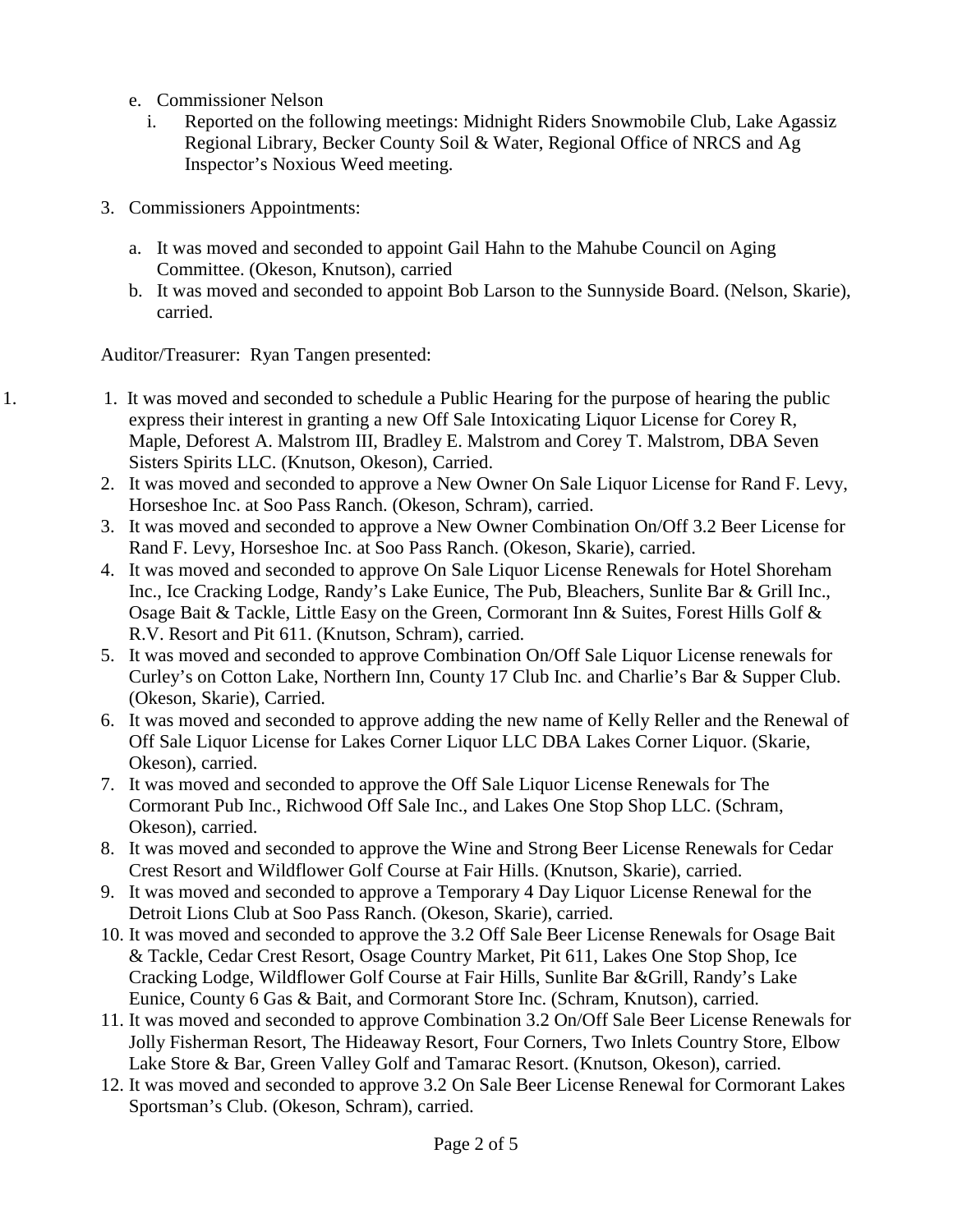e. Commissioner Nelson
   i. Reported on the following meetings: Midnight Riders Snowmobile Club, Lake Agassiz Regional Library, Becker County Soil & Water, Regional Office of NRCS and Ag Inspector's Noxious Weed meeting.

3. Commissioners Appointments:

   a. It was moved and seconded to appoint Gail Hahn to the Mahube Council on Aging Committee. (Okeson, Knutson), carried
   b. It was moved and seconded to appoint Bob Larson to the Sunnyside Board. (Nelson, Skarie), carried.

Auditor/Treasurer: Ryan Tangen presented:

1. It was moved and seconded to schedule a Public Hearing for the purpose of hearing the public express their interest in granting a new Off Sale Intoxicating Liquor License for Corey R, Maple, Deforest A. Malstrom III, Bradley E. Malstrom and Corey T. Malstrom, DBA Seven Sisters Spirits LLC. (Knutson, Okeson), Carried.
2. It was moved and seconded to approve a New Owner On Sale Liquor License for Rand F. Levy, Horseshoe Inc. at Soo Pass Ranch. (Okeson, Schram), carried.
3. It was moved and seconded to approve a New Owner Combination On/Off 3.2 Beer License for Rand F. Levy, Horseshoe Inc. at Soo Pass Ranch. (Okeson, Skarie), carried.
4. It was moved and seconded to approve On Sale Liquor License Renewals for Hotel Shoreham Inc., Ice Cracking Lodge, Randy's Lake Eunice, The Pub, Bleachers, Sunlite Bar & Grill Inc., Osage Bait & Tackle, Little Easy on the Green, Cormorant Inn & Suites, Forest Hills Golf & R.V. Resort and Pit 611. (Knutson, Schram), carried.
5. It was moved and seconded to approve Combination On/Off Sale Liquor License renewals for Curley's on Cotton Lake, Northern Inn, County 17 Club Inc. and Charlie's Bar & Supper Club. (Okeson, Skarie), Carried.
6. It was moved and seconded to approve adding the new name of Kelly Reller and the Renewal of Off Sale Liquor License for Lakes Corner Liquor LLC DBA Lakes Corner Liquor. (Skarie, Okeson), carried.
7. It was moved and seconded to approve the Off Sale Liquor License Renewals for The Cormorant Pub Inc., Richwood Off Sale Inc., and Lakes One Stop Shop LLC. (Schram, Okeson), carried.
8. It was moved and seconded to approve the Wine and Strong Beer License Renewals for Cedar Crest Resort and Wildflower Golf Course at Fair Hills. (Knutson, Skarie), carried.
9. It was moved and seconded to approve a Temporary 4 Day Liquor License Renewal for the Detroit Lions Club at Soo Pass Ranch. (Okeson, Skarie), carried.
10. It was moved and seconded to approve the 3.2 Off Sale Beer License Renewals for Osage Bait & Tackle, Cedar Crest Resort, Osage Country Market, Pit 611, Lakes One Stop Shop, Ice Cracking Lodge, Wildflower Golf Course at Fair Hills, Sunlite Bar &Grill, Randy's Lake Eunice, County 6 Gas & Bait, and Cormorant Store Inc. (Schram, Knutson), carried.
11. It was moved and seconded to approve Combination 3.2 On/Off Sale Beer License Renewals for Jolly Fisherman Resort, The Hideaway Resort, Four Corners, Two Inlets Country Store, Elbow Lake Store & Bar, Green Valley Golf and Tamarac Resort. (Knutson, Okeson), carried.
12. It was moved and seconded to approve 3.2 On Sale Beer License Renewal for Cormorant Lakes Sportsman's Club. (Okeson, Schram), carried.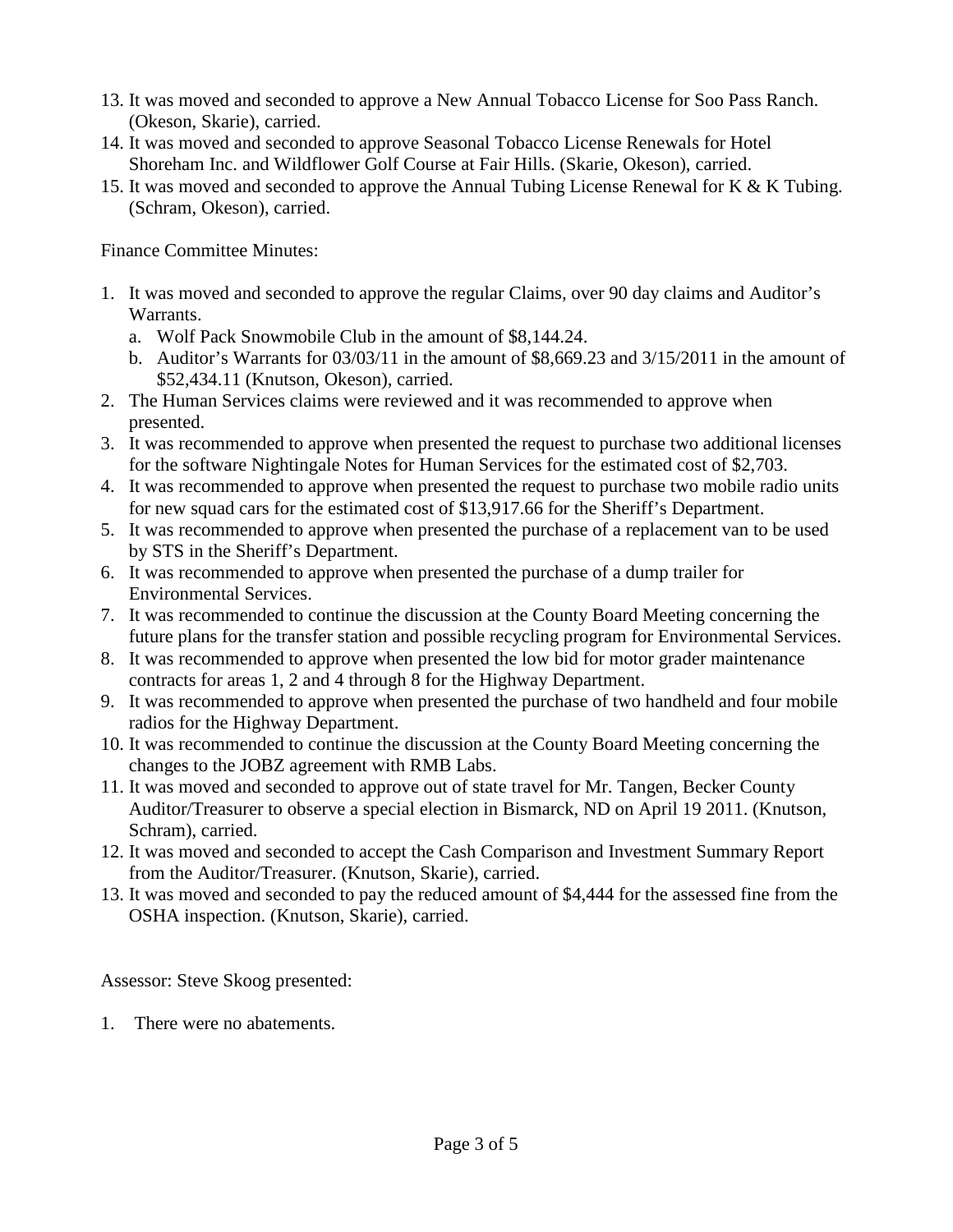13. It was moved and seconded to approve a New Annual Tobacco License for Soo Pass Ranch. (Okeson, Skarie), carried.
14. It was moved and seconded to approve Seasonal Tobacco License Renewals for Hotel Shoreham Inc. and Wildflower Golf Course at Fair Hills. (Skarie, Okeson), carried.
15. It was moved and seconded to approve the Annual Tubing License Renewal for K & K Tubing. (Schram, Okeson), carried.

Finance Committee Minutes:

1. It was moved and seconded to approve the regular Claims, over 90 day claims and Auditor's Warrants.
   a. Wolf Pack Snowmobile Club in the amount of $8,144.24.
   b. Auditor's Warrants for 03/03/11 in the amount of $8,669.23 and 3/15/2011 in the amount of $52,434.11 (Knutson, Okeson), carried.
2. The Human Services claims were reviewed and it was recommended to approve when presented.
3. It was recommended to approve when presented the request to purchase two additional licenses for the software Nightingale Notes for Human Services for the estimated cost of $2,703.
4. It was recommended to approve when presented the request to purchase two mobile radio units for new squad cars for the estimated cost of $13,917.66 for the Sheriff's Department.
5. It was recommended to approve when presented the purchase of a replacement van to be used by STS in the Sheriff's Department.
6. It was recommended to approve when presented the purchase of a dump trailer for Environmental Services.
7. It was recommended to continue the discussion at the County Board Meeting concerning the future plans for the transfer station and possible recycling program for Environmental Services.
8. It was recommended to approve when presented the low bid for motor grader maintenance contracts for areas 1, 2 and 4 through 8 for the Highway Department.
9. It was recommended to approve when presented the purchase of two handheld and four mobile radios for the Highway Department.
10. It was recommended to continue the discussion at the County Board Meeting concerning the changes to the JOBZ agreement with RMB Labs.
11. It was moved and seconded to approve out of state travel for Mr. Tangen, Becker County Auditor/Treasurer to observe a special election in Bismarck, ND on April 19 2011. (Knutson, Schram), carried.
12. It was moved and seconded to accept the Cash Comparison and Investment Summary Report from the Auditor/Treasurer. (Knutson, Skarie), carried.
13. It was moved and seconded to pay the reduced amount of $4,444 for the assessed fine from the OSHA inspection. (Knutson, Skarie), carried.

Assessor: Steve Skoog presented:

1. There were no abatements.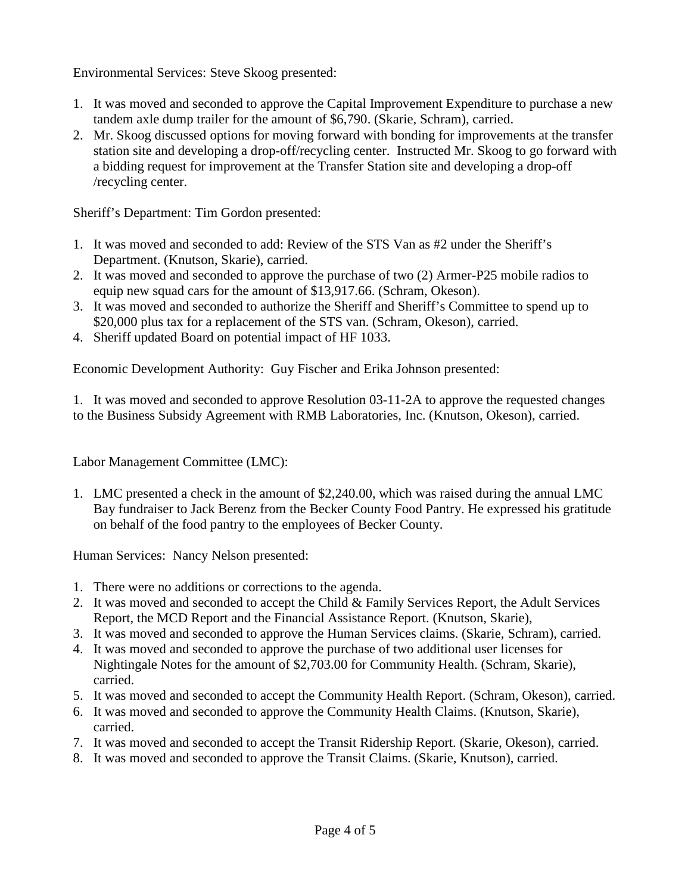Environmental Services: Steve Skoog presented:

1. It was moved and seconded to approve the Capital Improvement Expenditure to purchase a new tandem axle dump trailer for the amount of $6,790. (Skarie, Schram), carried.
2. Mr. Skoog discussed options for moving forward with bonding for improvements at the transfer station site and developing a drop-off/recycling center. Instructed Mr. Skoog to go forward with a bidding request for improvement at the Transfer Station site and developing a drop-off /recycling center.

Sheriff's Department: Tim Gordon presented:

1. It was moved and seconded to add: Review of the STS Van as #2 under the Sheriff's Department. (Knutson, Skarie), carried.
2. It was moved and seconded to approve the purchase of two (2) Armer-P25 mobile radios to equip new squad cars for the amount of $13,917.66. (Schram, Okeson).
3. It was moved and seconded to authorize the Sheriff and Sheriff's Committee to spend up to $20,000 plus tax for a replacement of the STS van. (Schram, Okeson), carried.
4. Sheriff updated Board on potential impact of HF 1033.

Economic Development Authority: Guy Fischer and Erika Johnson presented:

1. It was moved and seconded to approve Resolution 03-11-2A to approve the requested changes to the Business Subsidy Agreement with RMB Laboratories, Inc. (Knutson, Okeson), carried.

Labor Management Committee (LMC):

1. LMC presented a check in the amount of $2,240.00, which was raised during the annual LMC Bay fundraiser to Jack Berenz from the Becker County Food Pantry. He expressed his gratitude on behalf of the food pantry to the employees of Becker County.

Human Services: Nancy Nelson presented:

1. There were no additions or corrections to the agenda.
2. It was moved and seconded to accept the Child & Family Services Report, the Adult Services Report, the MCD Report and the Financial Assistance Report. (Knutson, Skarie),
3. It was moved and seconded to approve the Human Services claims. (Skarie, Schram), carried.
4. It was moved and seconded to approve the purchase of two additional user licenses for Nightingale Notes for the amount of $2,703.00 for Community Health. (Schram, Skarie), carried.
5. It was moved and seconded to accept the Community Health Report. (Schram, Okeson), carried.
6. It was moved and seconded to approve the Community Health Claims. (Knutson, Skarie), carried.
7. It was moved and seconded to accept the Transit Ridership Report. (Skarie, Okeson), carried.
8. It was moved and seconded to approve the Transit Claims. (Skarie, Knutson), carried.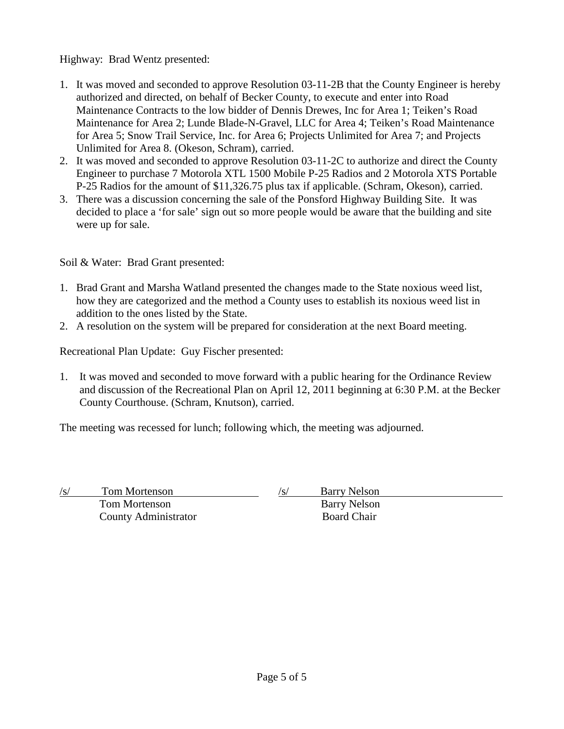Highway: Brad Wentz presented:

1. It was moved and seconded to approve Resolution 03-11-2B that the County Engineer is hereby authorized and directed, on behalf of Becker County, to execute and enter into Road Maintenance Contracts to the low bidder of Dennis Drewes, Inc for Area 1; Teiken's Road Maintenance for Area 2; Lunde Blade-N-Gravel, LLC for Area 4; Teiken's Road Maintenance for Area 5; Snow Trail Service, Inc. for Area 6; Projects Unlimited for Area 7; and Projects Unlimited for Area 8. (Okeson, Schram), carried.
2. It was moved and seconded to approve Resolution 03-11-2C to authorize and direct the County Engineer to purchase 7 Motorola XTL 1500 Mobile P-25 Radios and 2 Motorola XTS Portable P-25 Radios for the amount of $11,326.75 plus tax if applicable. (Schram, Okeson), carried.
3. There was a discussion concerning the sale of the Ponsford Highway Building Site. It was decided to place a 'for sale' sign out so more people would be aware that the building and site were up for sale.

Soil & Water: Brad Grant presented:

1. Brad Grant and Marsha Watland presented the changes made to the State noxious weed list, how they are categorized and the method a County uses to establish its noxious weed list in addition to the ones listed by the State.
2. A resolution on the system will be prepared for consideration at the next Board meeting.

Recreational Plan Update: Guy Fischer presented:

1. It was moved and seconded to move forward with a public hearing for the Ordinance Review and discussion of the Recreational Plan on April 12, 2011 beginning at 6:30 P.M. at the Becker County Courthouse. (Schram, Knutson), carried.

The meeting was recessed for lunch; following which, the meeting was adjourned.

/s/ Tom Mortenson
Tom Mortenson
County Administrator

/s/ Barry Nelson
Barry Nelson
Board Chair